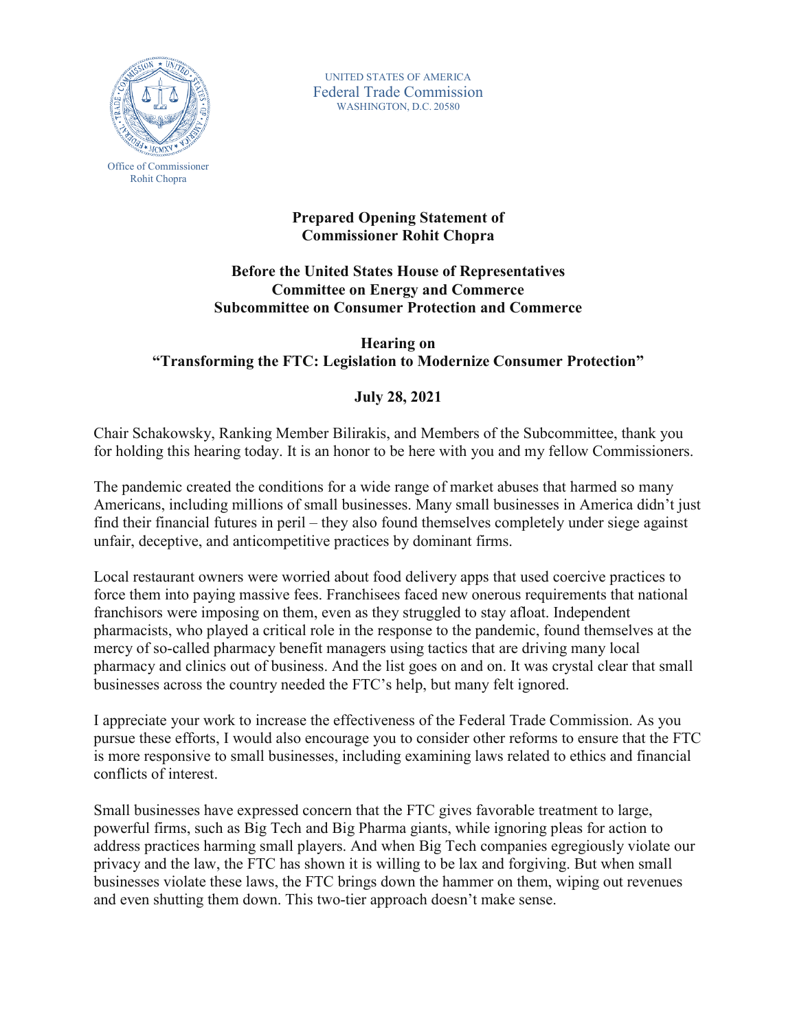Office of Commissioner
Rohit Chopra

UNITED STATES OF AMERICA
Federal Trade Commission
WASHINGTON, D.C. 20580

**Prepared Opening Statement of**
**Commissioner Rohit Chopra**

**Before the United States House of Representatives**
**Committee on Energy and Commerce**
**Subcommittee on Consumer Protection and Commerce**

**Hearing on**
**"Transforming the FTC: Legislation to Modernize Consumer Protection"**

**July 28, 2021**

Chair Schakowsky, Ranking Member Bilirakis, and Members of the Subcommittee, thank you for holding this hearing today. It is an honor to be here with you and my fellow Commissioners.

The pandemic created the conditions for a wide range of market abuses that harmed so many Americans, including millions of small businesses. Many small businesses in America didn't just find their financial futures in peril – they also found themselves completely under siege against unfair, deceptive, and anticompetitive practices by dominant firms.

Local restaurant owners were worried about food delivery apps that used coercive practices to force them into paying massive fees. Franchisees faced new onerous requirements that national franchisors were imposing on them, even as they struggled to stay afloat. Independent pharmacists, who played a critical role in the response to the pandemic, found themselves at the mercy of so-called pharmacy benefit managers using tactics that are driving many local pharmacy and clinics out of business. And the list goes on and on. It was crystal clear that small businesses across the country needed the FTC's help, but many felt ignored.

I appreciate your work to increase the effectiveness of the Federal Trade Commission. As you pursue these efforts, I would also encourage you to consider other reforms to ensure that the FTC is more responsive to small businesses, including examining laws related to ethics and financial conflicts of interest.

Small businesses have expressed concern that the FTC gives favorable treatment to large, powerful firms, such as Big Tech and Big Pharma giants, while ignoring pleas for action to address practices harming small players. And when Big Tech companies egregiously violate our privacy and the law, the FTC has shown it is willing to be lax and forgiving. But when small businesses violate these laws, the FTC brings down the hammer on them, wiping out revenues and even shutting them down. This two-tier approach doesn't make sense.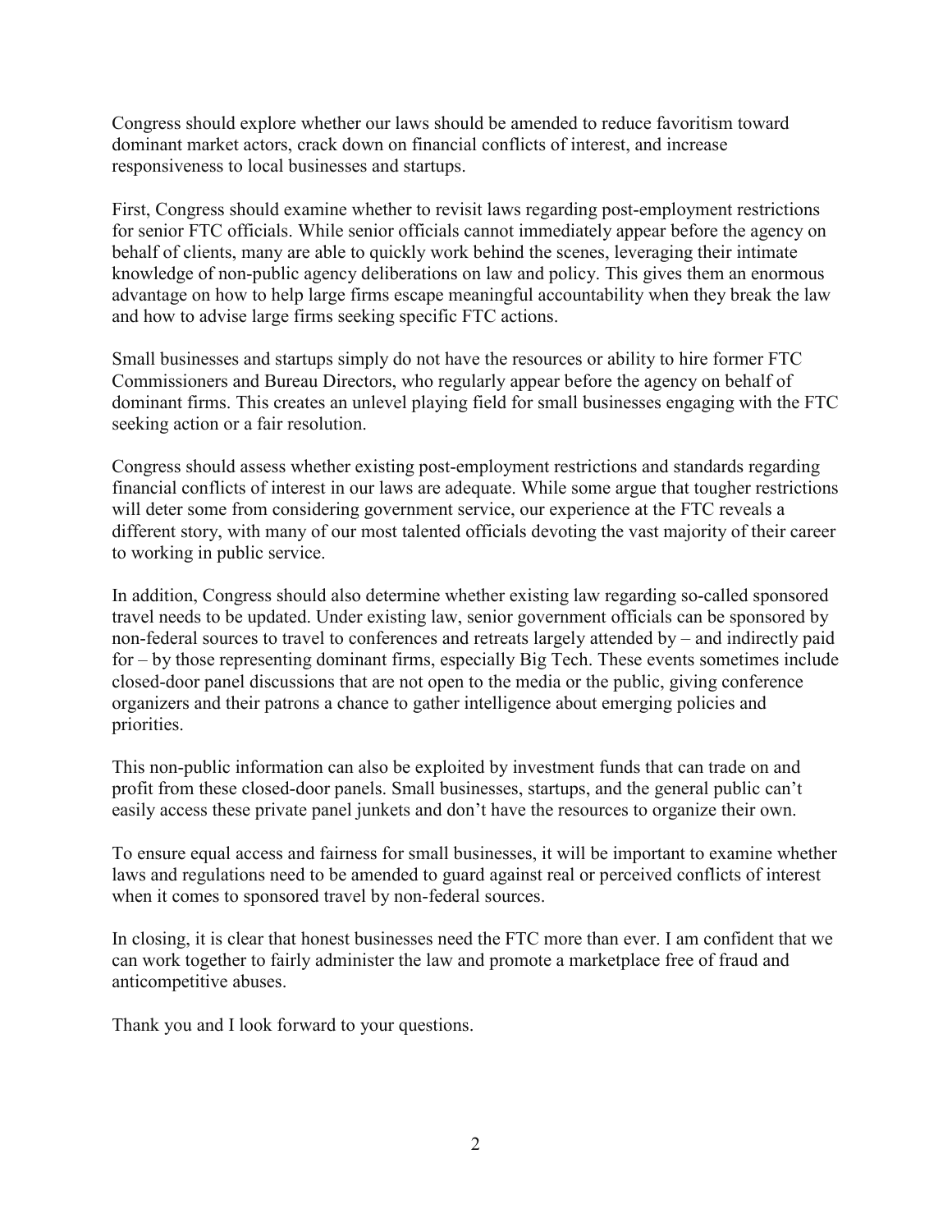Congress should explore whether our laws should be amended to reduce favoritism toward dominant market actors, crack down on financial conflicts of interest, and increase responsiveness to local businesses and startups.

First, Congress should examine whether to revisit laws regarding post-employment restrictions for senior FTC officials. While senior officials cannot immediately appear before the agency on behalf of clients, many are able to quickly work behind the scenes, leveraging their intimate knowledge of non-public agency deliberations on law and policy. This gives them an enormous advantage on how to help large firms escape meaningful accountability when they break the law and how to advise large firms seeking specific FTC actions.

Small businesses and startups simply do not have the resources or ability to hire former FTC Commissioners and Bureau Directors, who regularly appear before the agency on behalf of dominant firms. This creates an unlevel playing field for small businesses engaging with the FTC seeking action or a fair resolution.

Congress should assess whether existing post-employment restrictions and standards regarding financial conflicts of interest in our laws are adequate. While some argue that tougher restrictions will deter some from considering government service, our experience at the FTC reveals a different story, with many of our most talented officials devoting the vast majority of their career to working in public service.

In addition, Congress should also determine whether existing law regarding so-called sponsored travel needs to be updated. Under existing law, senior government officials can be sponsored by non-federal sources to travel to conferences and retreats largely attended by – and indirectly paid for – by those representing dominant firms, especially Big Tech. These events sometimes include closed-door panel discussions that are not open to the media or the public, giving conference organizers and their patrons a chance to gather intelligence about emerging policies and priorities.

This non-public information can also be exploited by investment funds that can trade on and profit from these closed-door panels. Small businesses, startups, and the general public can't easily access these private panel junkets and don't have the resources to organize their own.

To ensure equal access and fairness for small businesses, it will be important to examine whether laws and regulations need to be amended to guard against real or perceived conflicts of interest when it comes to sponsored travel by non-federal sources.

In closing, it is clear that honest businesses need the FTC more than ever. I am confident that we can work together to fairly administer the law and promote a marketplace free of fraud and anticompetitive abuses.

Thank you and I look forward to your questions.